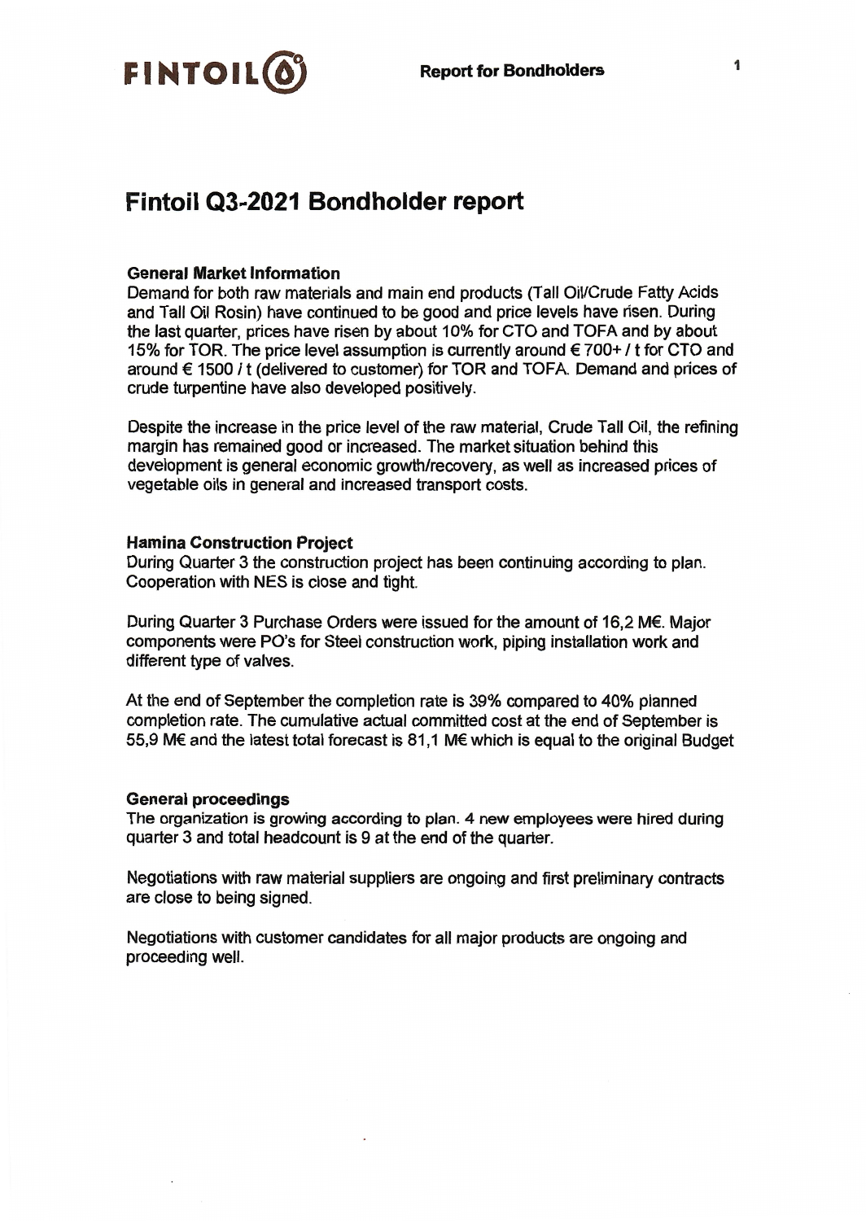# Fintoil Q3-2021 Bondholder report

### General Market Information

Demand for both raw materials and main end products (Tall Oil/Crude Fatty Acids and Tall Oil Rosin) have continued to be good and price levels have risen. During the last quarter, prices have risen by about 10% for CTO and TOFA and by about 15% for TOR. The price level assumption is currently around € 700+ / t for CTO and around € 1500 / t (delivered to customer) for TOR and TOFA. Demand and prices of crude turpentine have also developed positively.

Despite the increase in the price level of the raw material, Crude Tall Oil, the refining margin has remained good or increased. The market situation behind this development is general economic growth/recovery, as well as increased prices of vegetable oils in general and increased transport costs.

### Hamina Construction Project

During Quarter 3 the construction project has been continuing according to plan. Cooperation with NES is close and tight.

During Quarter 3 Purchase Orders were issued for the amount of 16,2 M€. Major components were PO's for Steel construction work, piping installation work and different type of valves.

At the end of September the completion rate is 39% compared to 40% planned completion rate. The cumulative actual committed cost at the end of September is 55,9 M€ and the latest total forecast is 81,1 M€ which is equal to the original Budget

### General proceedings

The organization is growing according to plan. 4 new employees were hired during quarter 3 and total headcount is 9 at the end of the quarter.

Negotiations with raw material suppliers are ongoing and first preliminary contracts are close to being signed.

Negotiations with customer candidates for all major products are ongoing and proceeding well.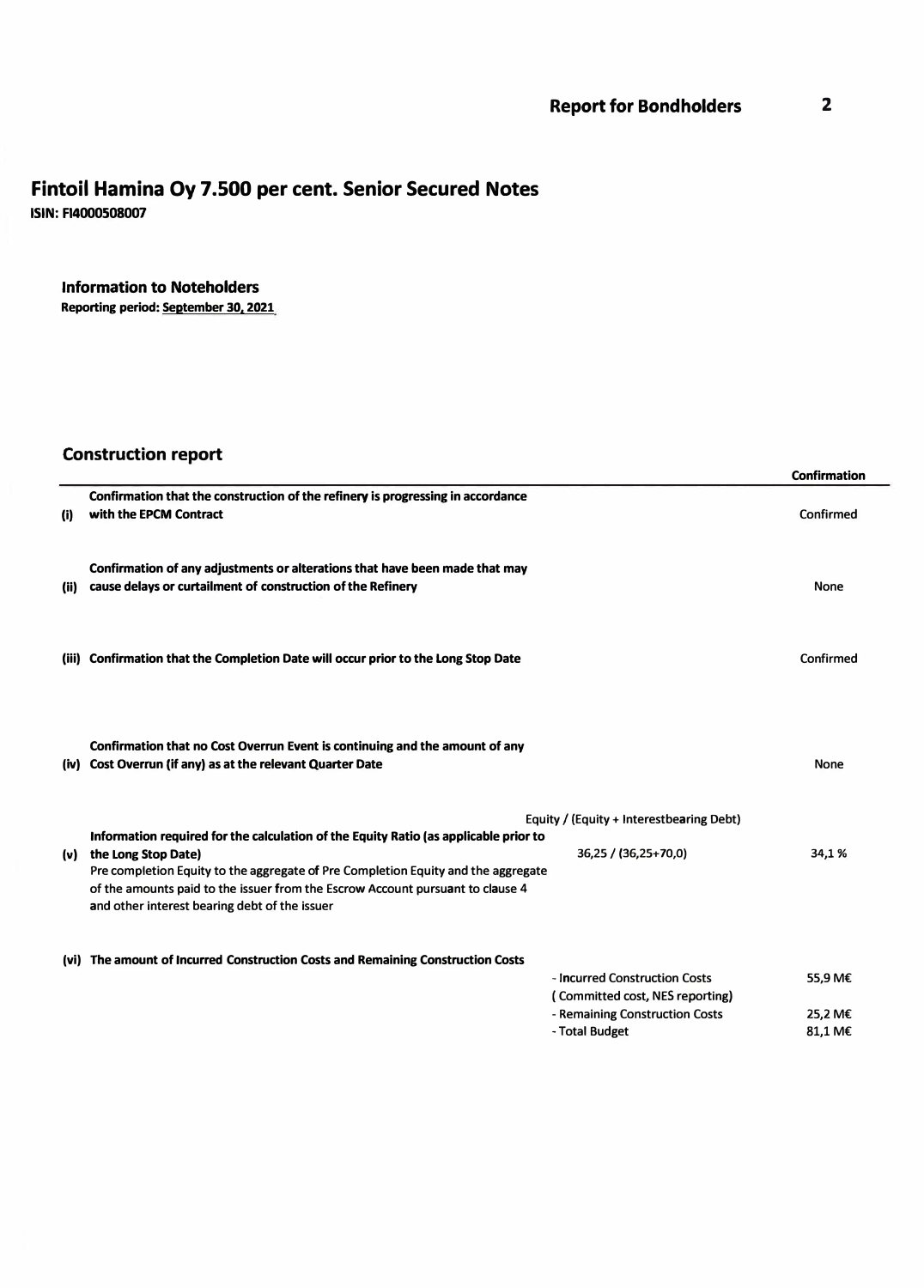# Fintoil Hamina Oy 7.500 per cent. Senior Secured Notes

**ISIN: FI4000508007**

**Information to Noteholders**

**Reporting period: September 30, 2021**

## Construction report

| | | | Confirmation |
|---|---|---|---|
| (i) | **Confirmation that the construction of the refinery is progressing in accordance with the EPCM Contract** | | Confirmed |
| (ii) | **Confirmation of any adjustments or alterations that have been made that may cause delays or curtailment of construction of the Refinery** | | None |
| (iii) | **Confirmation that the Completion Date will occur prior to the Long Stop Date** | | Confirmed |
| (iv) | **Confirmation that no Cost Overrun Event is continuing and the amount of any Cost Overrun (if any) as at the relevant Quarter Date** | | None |
| (v) | **Information required for the calculation of the Equity Ratio (as applicable prior to the Long Stop Date)** Pre completion Equity to the aggregate of Pre Completion Equity and the aggregate of the amounts paid to the issuer from the Escrow Account pursuant to clause 4 and other interest bearing debt of the issuer | Equity / (Equity + Interestbearing Debt) 36,25 / (36,25+70,0) | 34,1 % |
| (vi) | **The amount of Incurred Construction Costs and Remaining Construction Costs** | | |
| | | - Incurred Construction Costs (Committed cost, NES reporting) | 55,9 M€ |
| | | - Remaining Construction Costs | 25,2 M€ |
| | | - Total Budget | 81,1 M€ |